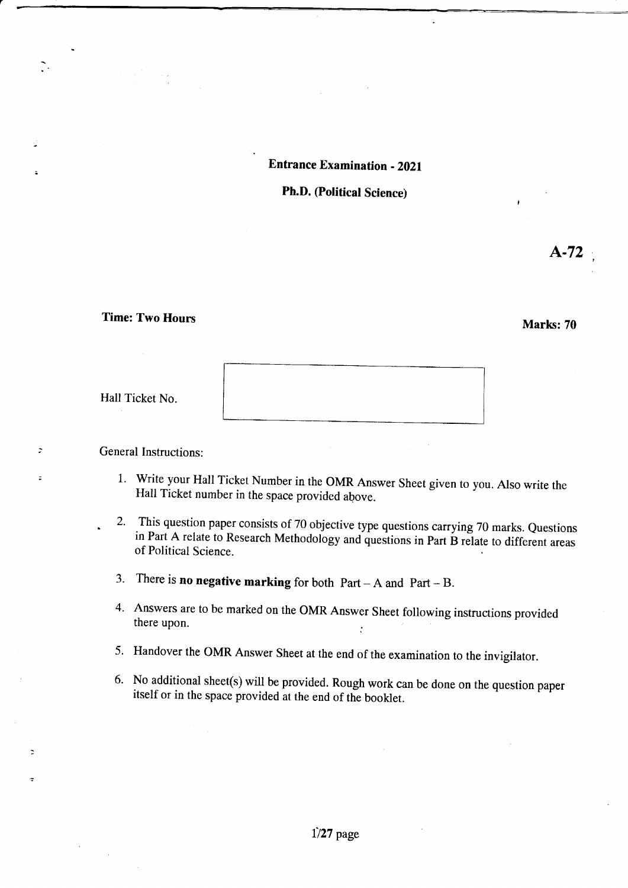# Entrance Examination - 2021

## Ph.D. (Political Science)

**A-72**

**Time: Two Hours** **Marks: 70**

Hall Ticket No.

General Instructions:

1. Write your Hall Ticket Number in the OMR Answer Sheet given to you. Also write the Hall Ticket number in the space provided above.
2. This question paper consists of 70 objective type questions carrying 70 marks. Questions in Part A relate to Research Methodology and questions in Part B relate to different areas of Political Science.
3. There is **no negative marking** for both Part – A and Part – B.
4. Answers are to be marked on the OMR Answer Sheet following instructions provided there upon.
5. Handover the OMR Answer Sheet at the end of the examination to the invigilator.
6. No additional sheet(s) will be provided. Rough work can be done on the question paper itself or in the space provided at the end of the booklet.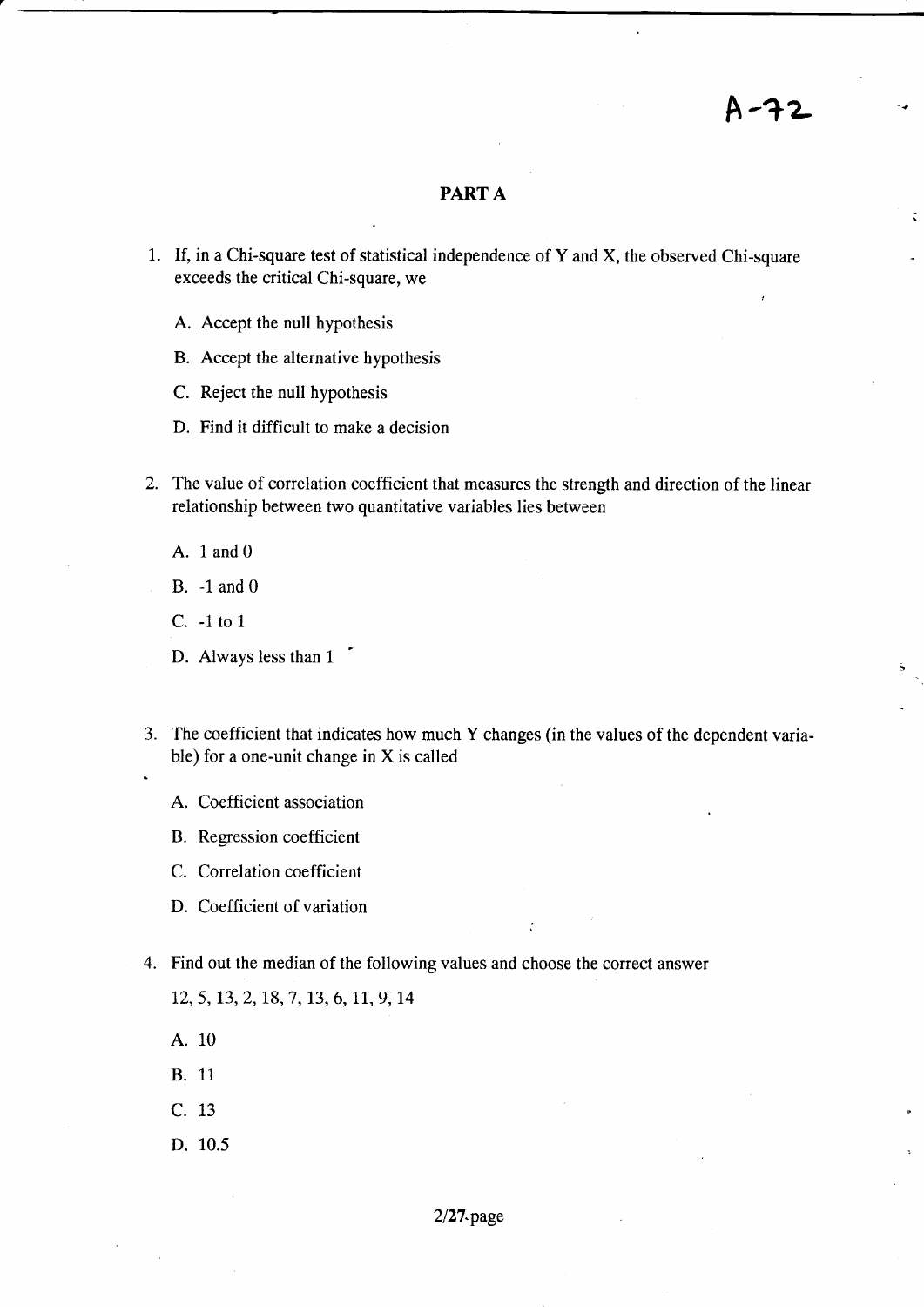A-72

## PART A

1. If, in a Chi-square test of statistical independence of Y and X, the observed Chi-square exceeds the critical Chi-square, we

   A. Accept the null hypothesis

   B. Accept the alternative hypothesis

   C. Reject the null hypothesis

   D. Find it difficult to make a decision

2. The value of correlation coefficient that measures the strength and direction of the linear relationship between two quantitative variables lies between

   A. 1 and 0

   B. -1 and 0

   C. -1 to 1

   D. Always less than 1

3. The coefficient that indicates how much Y changes (in the values of the dependent variable) for a one-unit change in X is called

   A. Coefficient association

   B. Regression coefficient

   C. Correlation coefficient

   D. Coefficient of variation

4. Find out the median of the following values and choose the correct answer

   12, 5, 13, 2, 18, 7, 13, 6, 11, 9, 14

   A. 10

   B. 11

   C. 13

   D. 10.5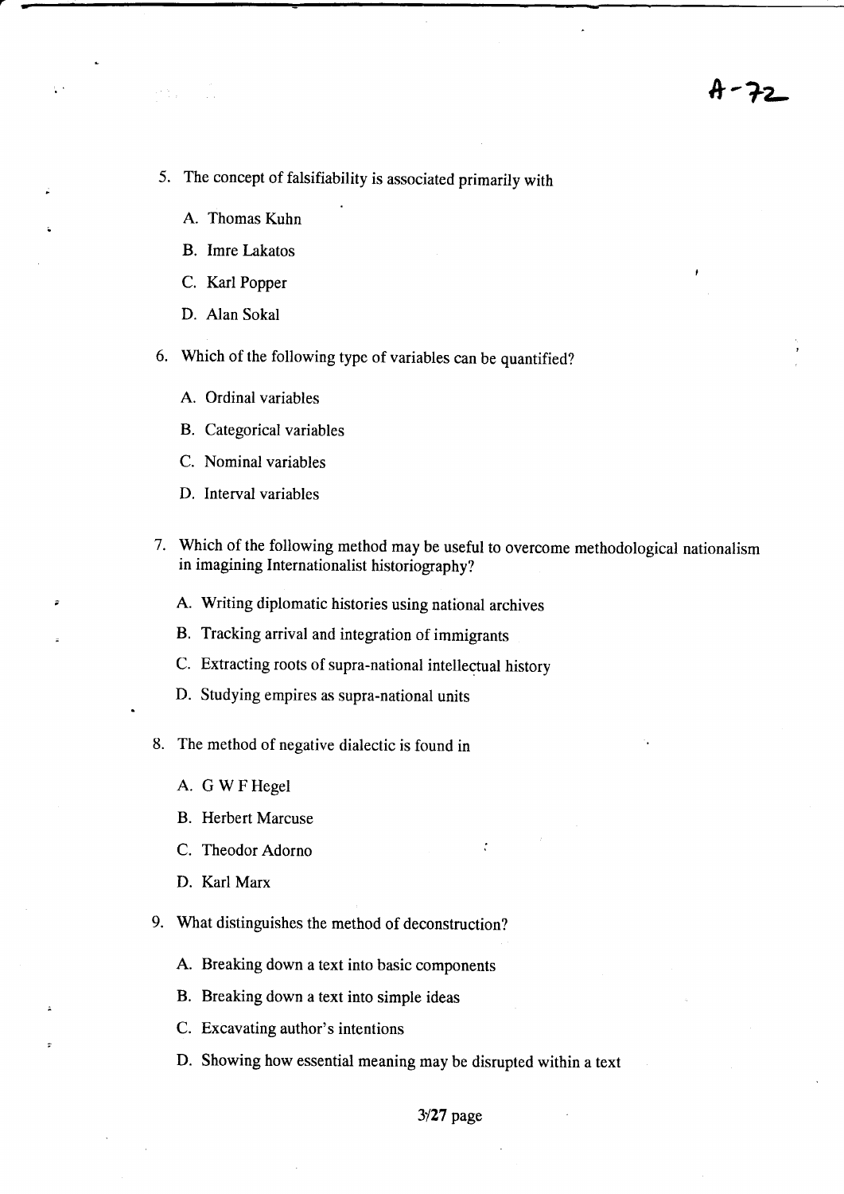5. The concept of falsifiability is associated primarily with

   A. Thomas Kuhn

   B. Imre Lakatos

   C. Karl Popper

   D. Alan Sokal

6. Which of the following type of variables can be quantified?

   A. Ordinal variables

   B. Categorical variables

   C. Nominal variables

   D. Interval variables

7. Which of the following method may be useful to overcome methodological nationalism in imagining Internationalist historiography?

   A. Writing diplomatic histories using national archives

   B. Tracking arrival and integration of immigrants

   C. Extracting roots of supra-national intellectual history

   D. Studying empires as supra-national units

8. The method of negative dialectic is found in

   A. G W F Hegel

   B. Herbert Marcuse

   C. Theodor Adorno

   D. Karl Marx

9. What distinguishes the method of deconstruction?

   A. Breaking down a text into basic components

   B. Breaking down a text into simple ideas

   C. Excavating author's intentions

   D. Showing how essential meaning may be disrupted within a text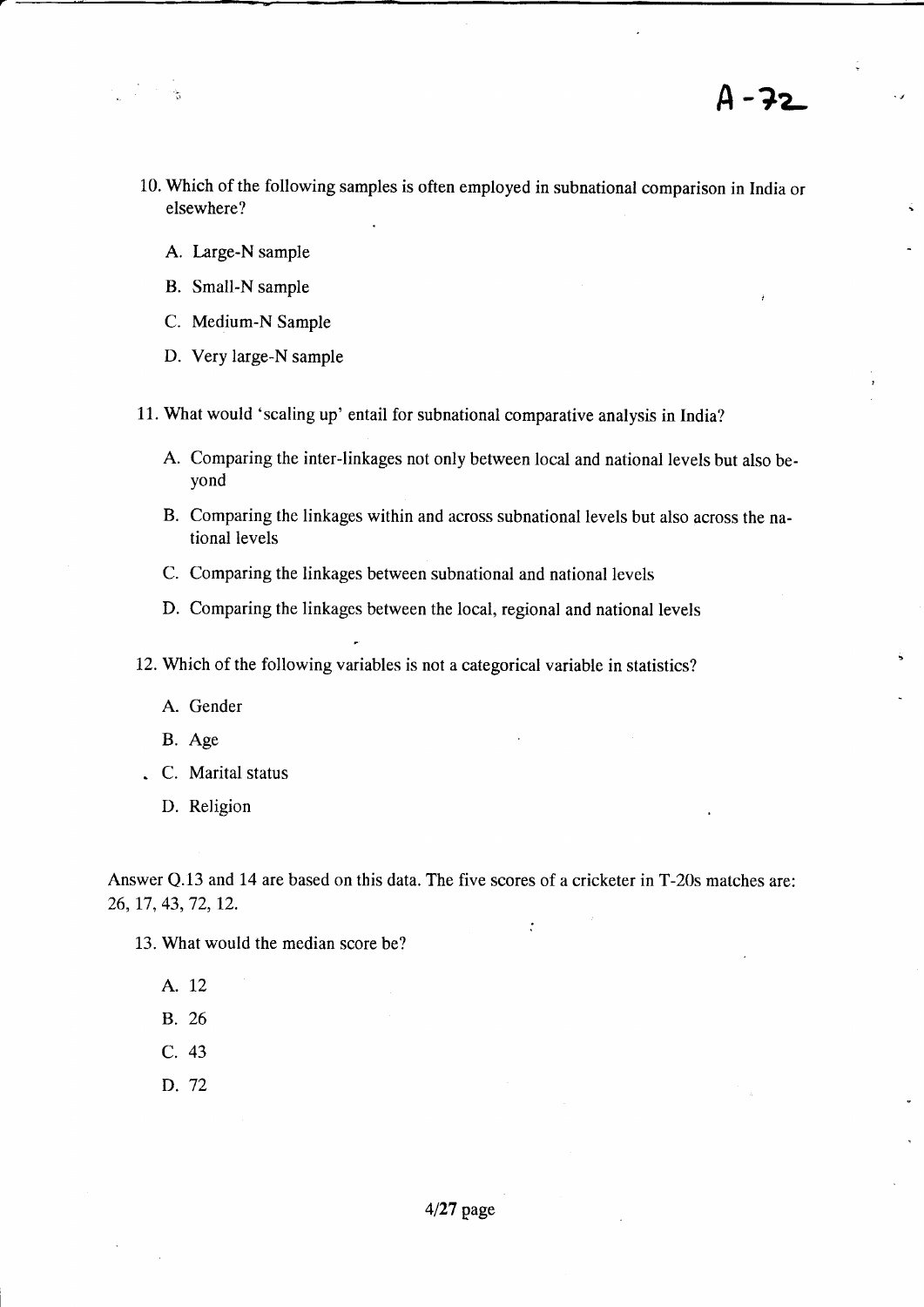A-72

10. Which of the following samples is often employed in subnational comparison in India or elsewhere?

    A. Large-N sample

    B. Small-N sample

    C. Medium-N Sample

    D. Very large-N sample

11. What would 'scaling up' entail for subnational comparative analysis in India?

    A. Comparing the inter-linkages not only between local and national levels but also beyond

    B. Comparing the linkages within and across subnational levels but also across the national levels

    C. Comparing the linkages between subnational and national levels

    D. Comparing the linkages between the local, regional and national levels

12. Which of the following variables is not a categorical variable in statistics?

    A. Gender

    B. Age

    C. Marital status

    D. Religion

Answer Q.13 and 14 are based on this data. The five scores of a cricketer in T-20s matches are: 26, 17, 43, 72, 12.

13. What would the median score be?

    A. 12

    B. 26

    C. 43

    D. 72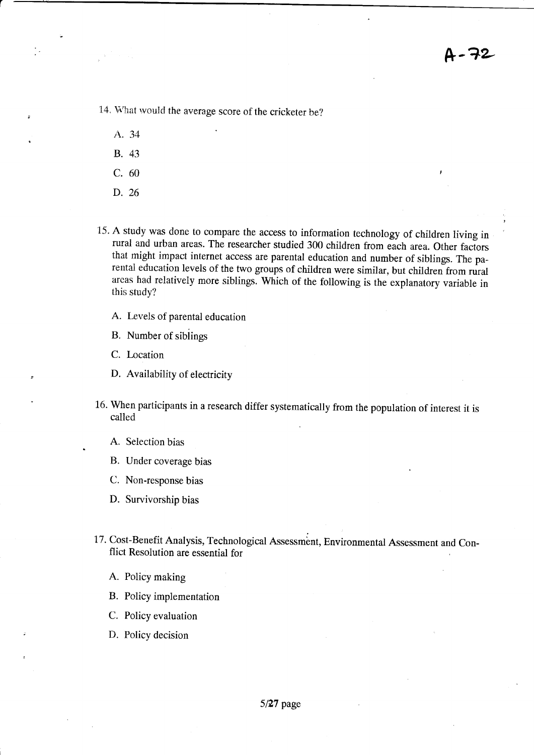14. What would the average score of the cricketer be?

    A. 34

    B. 43

    C. 60

    D. 26

15. A study was done to compare the access to information technology of children living in rural and urban areas. The researcher studied 300 children from each area. Other factors that might impact internet access are parental education and number of siblings. The parental education levels of the two groups of children were similar, but children from rural areas had relatively more siblings. Which of the following is the explanatory variable in this study?

    A. Levels of parental education

    B. Number of siblings

    C. Location

    D. Availability of electricity

16. When participants in a research differ systematically from the population of interest it is called

    A. Selection bias

    B. Under coverage bias

    C. Non-response bias

    D. Survivorship bias

17. Cost-Benefit Analysis, Technological Assessment, Environmental Assessment and Conflict Resolution are essential for

    A. Policy making

    B. Policy implementation

    C. Policy evaluation

    D. Policy decision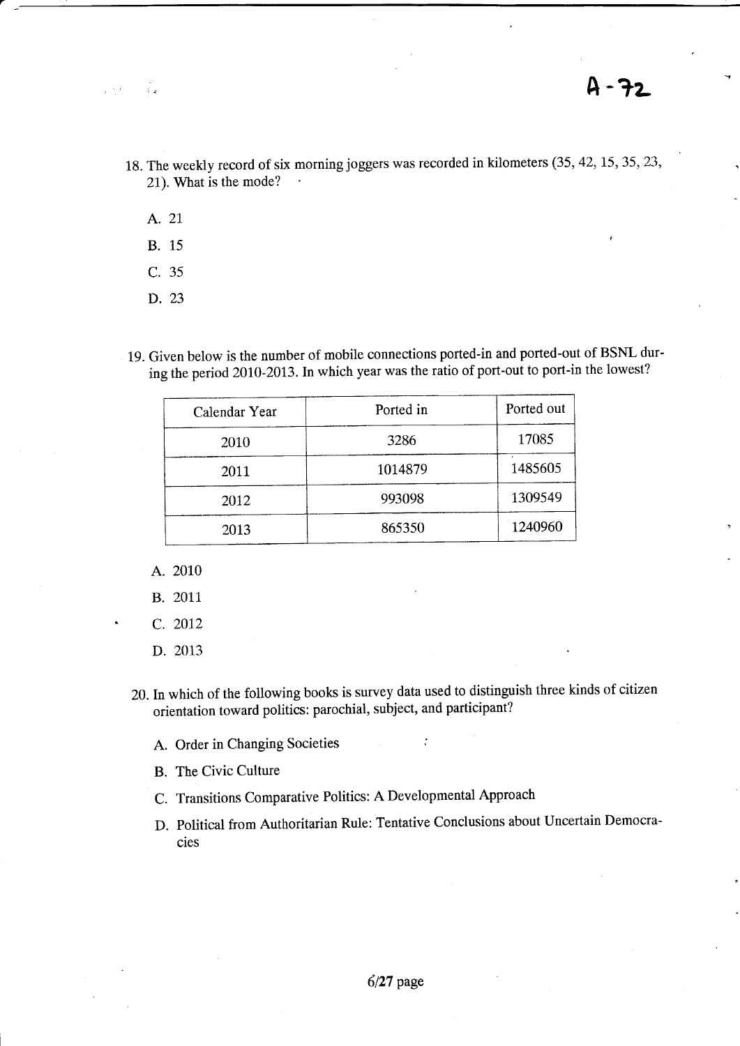A-72

18. The weekly record of six morning joggers was recorded in kilometers (35, 42, 15, 35, 23, 21). What is the mode?

    A. 21

    B. 15

    C. 35

    D. 23

19. Given below is the number of mobile connections ported-in and ported-out of BSNL during the period 2010-2013. In which year was the ratio of port-out to port-in the lowest?

| Calendar Year | Ported in | Ported out |
|---|---|---|
| 2010 | 3286 | 17085 |
| 2011 | 1014879 | 1485605 |
| 2012 | 993098 | 1309549 |
| 2013 | 865350 | 1240960 |

    A. 2010

    B. 2011

    C. 2012

    D. 2013

20. In which of the following books is survey data used to distinguish three kinds of citizen orientation toward politics: parochial, subject, and participant?

    A. Order in Changing Societies

    B. The Civic Culture

    C. Transitions Comparative Politics: A Developmental Approach

    D. Political from Authoritarian Rule: Tentative Conclusions about Uncertain Democracies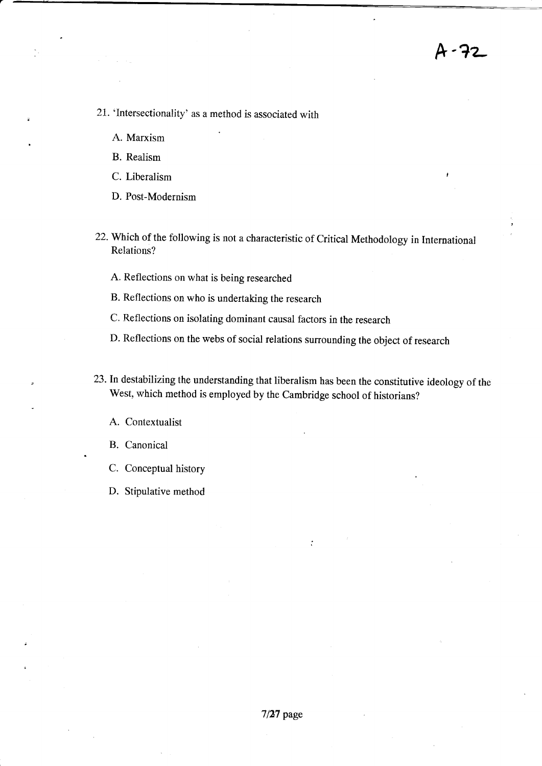21. 'Intersectionality' as a method is associated with

    A. Marxism

    B. Realism

    C. Liberalism

    D. Post-Modernism

22. Which of the following is not a characteristic of Critical Methodology in International Relations?

    A. Reflections on what is being researched

    B. Reflections on who is undertaking the research

    C. Reflections on isolating dominant causal factors in the research

    D. Reflections on the webs of social relations surrounding the object of research

23. In destabilizing the understanding that liberalism has been the constitutive ideology of the West, which method is employed by the Cambridge school of historians?

    A. Contextualist

    B. Canonical

    C. Conceptual history

    D. Stipulative method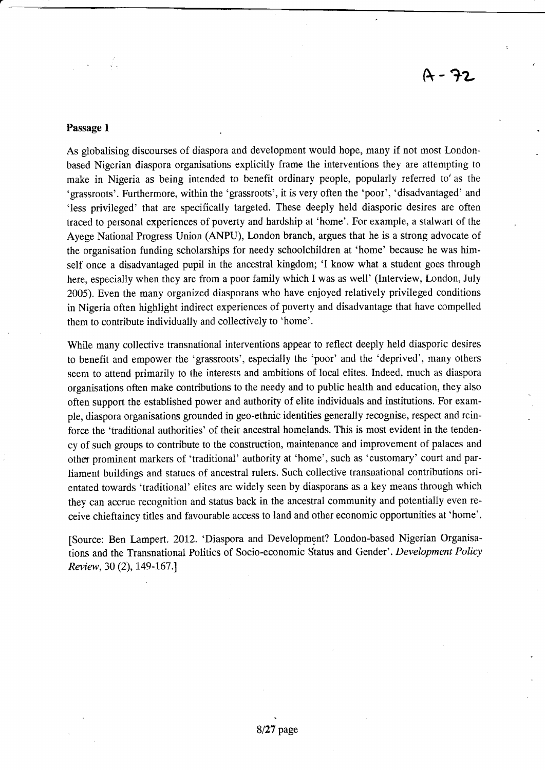A-72

## Passage 1

As globalising discourses of diaspora and development would hope, many if not most London-based Nigerian diaspora organisations explicitly frame the interventions they are attempting to make in Nigeria as being intended to benefit ordinary people, popularly referred to as the 'grassroots'. Furthermore, within the 'grassroots', it is very often the 'poor', 'disadvantaged' and 'less privileged' that are specifically targeted. These deeply held diasporic desires are often traced to personal experiences of poverty and hardship at 'home'. For example, a stalwart of the Ayege National Progress Union (ANPU), London branch, argues that he is a strong advocate of the organisation funding scholarships for needy schoolchildren at 'home' because he was himself once a disadvantaged pupil in the ancestral kingdom; 'I know what a student goes through here, especially when they are from a poor family which I was as well' (Interview, London, July 2005). Even the many organized diasporans who have enjoyed relatively privileged conditions in Nigeria often highlight indirect experiences of poverty and disadvantage that have compelled them to contribute individually and collectively to 'home'.

While many collective transnational interventions appear to reflect deeply held diasporic desires to benefit and empower the 'grassroots', especially the 'poor' and the 'deprived', many others seem to attend primarily to the interests and ambitions of local elites. Indeed, much as diaspora organisations often make contributions to the needy and to public health and education, they also often support the established power and authority of elite individuals and institutions. For example, diaspora organisations grounded in geo-ethnic identities generally recognise, respect and reinforce the 'traditional authorities' of their ancestral homelands. This is most evident in the tendency of such groups to contribute to the construction, maintenance and improvement of palaces and other prominent markers of 'traditional' authority at 'home', such as 'customary' court and parliament buildings and statues of ancestral rulers. Such collective transnational contributions orientated towards 'traditional' elites are widely seen by diasporans as a key means through which they can accrue recognition and status back in the ancestral community and potentially even receive chieftaincy titles and favourable access to land and other economic opportunities at 'home'.

[Source: Ben Lampert. 2012. 'Diaspora and Development? London-based Nigerian Organisations and the Transnational Politics of Socio-economic Status and Gender'. *Development Policy Review*, 30 (2), 149-167.]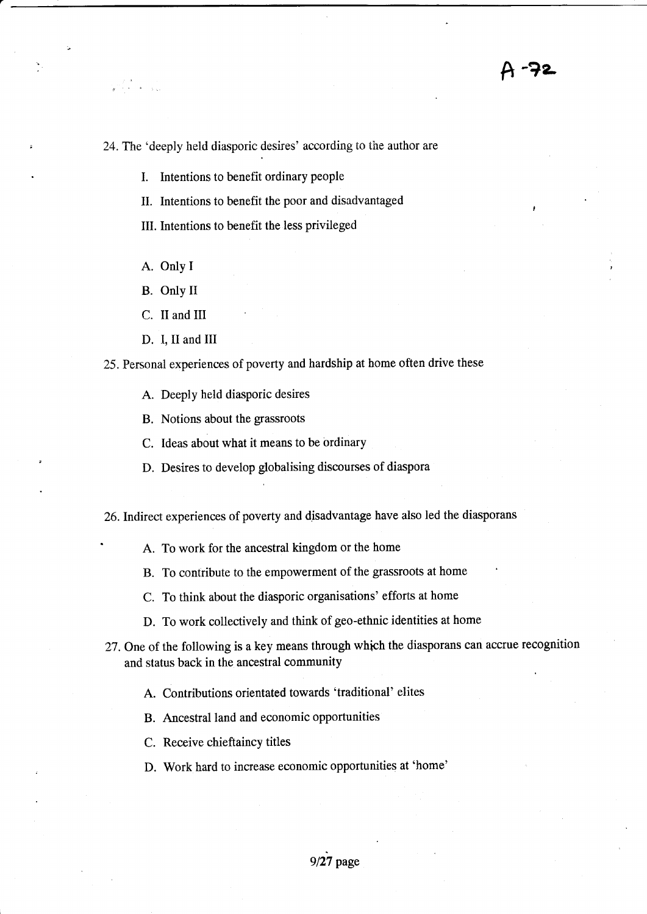24. The 'deeply held diasporic desires' according to the author are

    I. Intentions to benefit ordinary people

    II. Intentions to benefit the poor and disadvantaged

    III. Intentions to benefit the less privileged

    A. Only I

    B. Only II

    C. II and III

    D. I, II and III

25. Personal experiences of poverty and hardship at home often drive these

    A. Deeply held diasporic desires

    B. Notions about the grassroots

    C. Ideas about what it means to be ordinary

    D. Desires to develop globalising discourses of diaspora

26. Indirect experiences of poverty and disadvantage have also led the diasporans

    A. To work for the ancestral kingdom or the home

    B. To contribute to the empowerment of the grassroots at home

    C. To think about the diasporic organisations' efforts at home

    D. To work collectively and think of geo-ethnic identities at home

27. One of the following is a key means through which the diasporans can accrue recognition and status back in the ancestral community

    A. Contributions orientated towards 'traditional' elites

    B. Ancestral land and economic opportunities

    C. Receive chieftaincy titles

    D. Work hard to increase economic opportunities at 'home'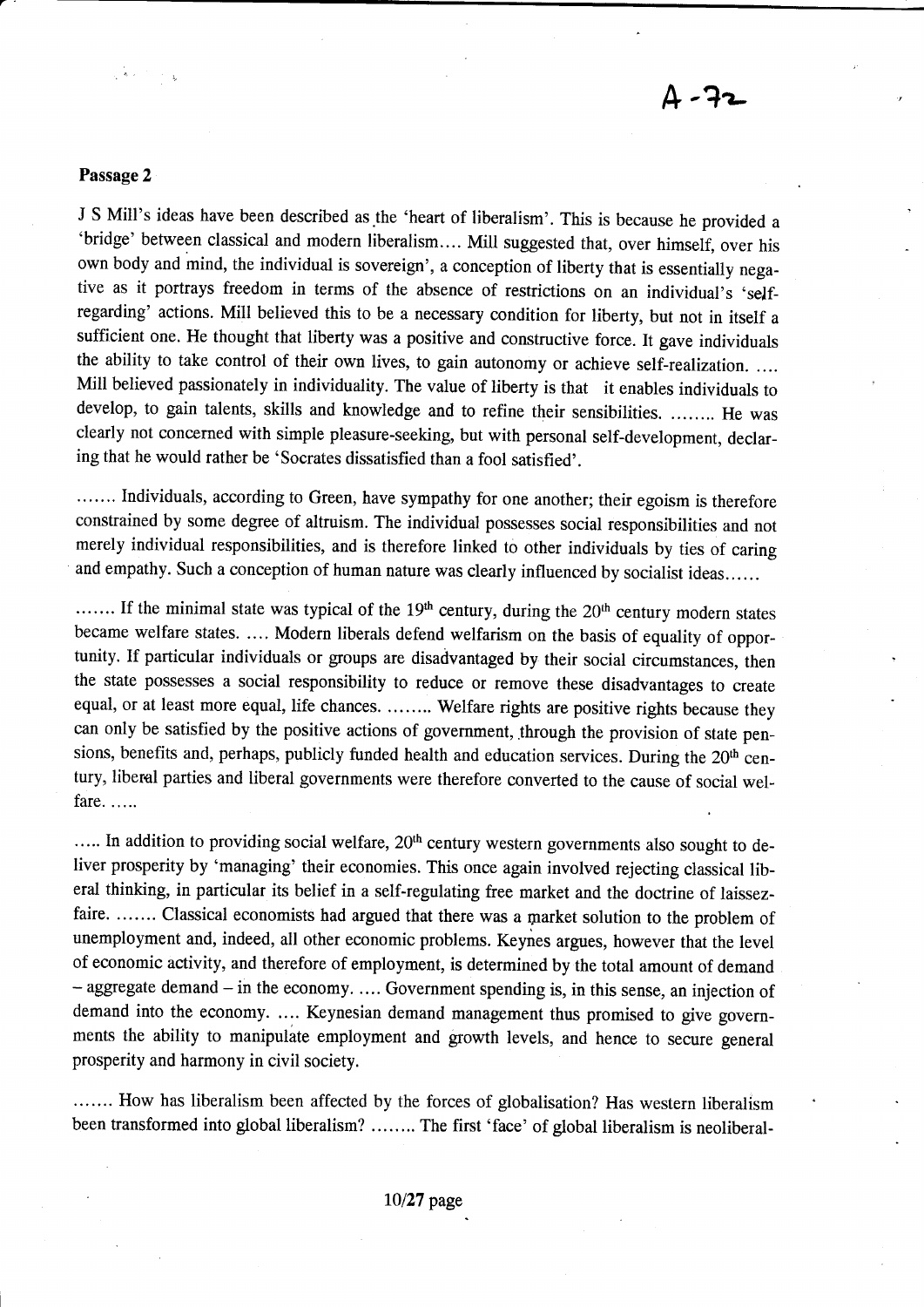A-72

## Passage 2

J S Mill's ideas have been described as the 'heart of liberalism'. This is because he provided a 'bridge' between classical and modern liberalism.... Mill suggested that, over himself, over his own body and mind, the individual is sovereign', a conception of liberty that is essentially negative as it portrays freedom in terms of the absence of restrictions on an individual's 'self-regarding' actions. Mill believed this to be a necessary condition for liberty, but not in itself a sufficient one. He thought that liberty was a positive and constructive force. It gave individuals the ability to take control of their own lives, to gain autonomy or achieve self-realization. .... Mill believed passionately in individuality. The value of liberty is that it enables individuals to develop, to gain talents, skills and knowledge and to refine their sensibilities. ........ He was clearly not concerned with simple pleasure-seeking, but with personal self-development, declaring that he would rather be 'Socrates dissatisfied than a fool satisfied'.

....... Individuals, according to Green, have sympathy for one another; their egoism is therefore constrained by some degree of altruism. The individual possesses social responsibilities and not merely individual responsibilities, and is therefore linked to other individuals by ties of caring and empathy. Such a conception of human nature was clearly influenced by socialist ideas......

....... If the minimal state was typical of the 19th century, during the 20th century modern states became welfare states. .... Modern liberals defend welfarism on the basis of equality of opportunity. If particular individuals or groups are disadvantaged by their social circumstances, then the state possesses a social responsibility to reduce or remove these disadvantages to create equal, or at least more equal, life chances. ........ Welfare rights are positive rights because they can only be satisfied by the positive actions of government, through the provision of state pensions, benefits and, perhaps, publicly funded health and education services. During the 20th century, liberal parties and liberal governments were therefore converted to the cause of social welfare. .....

..... In addition to providing social welfare, 20th century western governments also sought to deliver prosperity by 'managing' their economies. This once again involved rejecting classical liberal thinking, in particular its belief in a self-regulating free market and the doctrine of laissez-faire. ....... Classical economists had argued that there was a market solution to the problem of unemployment and, indeed, all other economic problems. Keynes argues, however that the level of economic activity, and therefore of employment, is determined by the total amount of demand – aggregate demand – in the economy. .... Government spending is, in this sense, an injection of demand into the economy. .... Keynesian demand management thus promised to give governments the ability to manipulate employment and growth levels, and hence to secure general prosperity and harmony in civil society.

....... How has liberalism been affected by the forces of globalisation? Has western liberalism been transformed into global liberalism? ........ The first 'face' of global liberalism is neoliberal-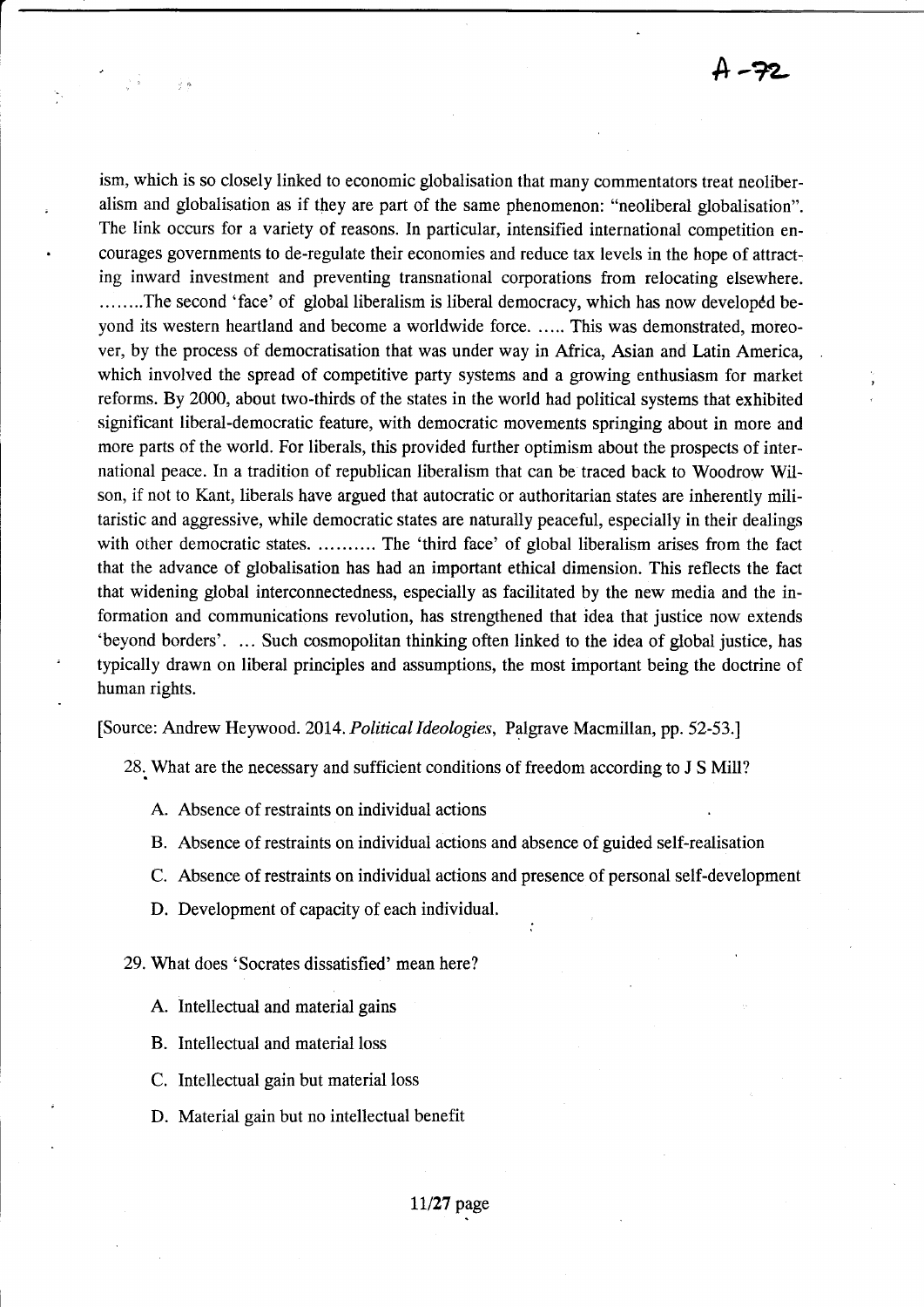ism, which is so closely linked to economic globalisation that many commentators treat neoliberalism and globalisation as if they are part of the same phenomenon: "neoliberal globalisation". The link occurs for a variety of reasons. In particular, intensified international competition encourages governments to de-regulate their economies and reduce tax levels in the hope of attracting inward investment and preventing transnational corporations from relocating elsewhere. ........The second 'face' of global liberalism is liberal democracy, which has now developed beyond its western heartland and become a worldwide force. ..... This was demonstrated, moreover, by the process of democratisation that was under way in Africa, Asian and Latin America, which involved the spread of competitive party systems and a growing enthusiasm for market reforms. By 2000, about two-thirds of the states in the world had political systems that exhibited significant liberal-democratic feature, with democratic movements springing about in more and more parts of the world. For liberals, this provided further optimism about the prospects of international peace. In a tradition of republican liberalism that can be traced back to Woodrow Wilson, if not to Kant, liberals have argued that autocratic or authoritarian states are inherently militaristic and aggressive, while democratic states are naturally peaceful, especially in their dealings with other democratic states. .......... The 'third face' of global liberalism arises from the fact that the advance of globalisation has had an important ethical dimension. This reflects the fact that widening global interconnectedness, especially as facilitated by the new media and the information and communications revolution, has strengthened that idea that justice now extends 'beyond borders'. ... Such cosmopolitan thinking often linked to the idea of global justice, has typically drawn on liberal principles and assumptions, the most important being the doctrine of human rights.

[Source: Andrew Heywood. 2014. *Political Ideologies*, Palgrave Macmillan, pp. 52-53.]

28. What are the necessary and sufficient conditions of freedom according to J S Mill?

A. Absence of restraints on individual actions

B. Absence of restraints on individual actions and absence of guided self-realisation

C. Absence of restraints on individual actions and presence of personal self-development

D. Development of capacity of each individual.

29. What does 'Socrates dissatisfied' mean here?

A. Intellectual and material gains

B. Intellectual and material loss

C. Intellectual gain but material loss

D. Material gain but no intellectual benefit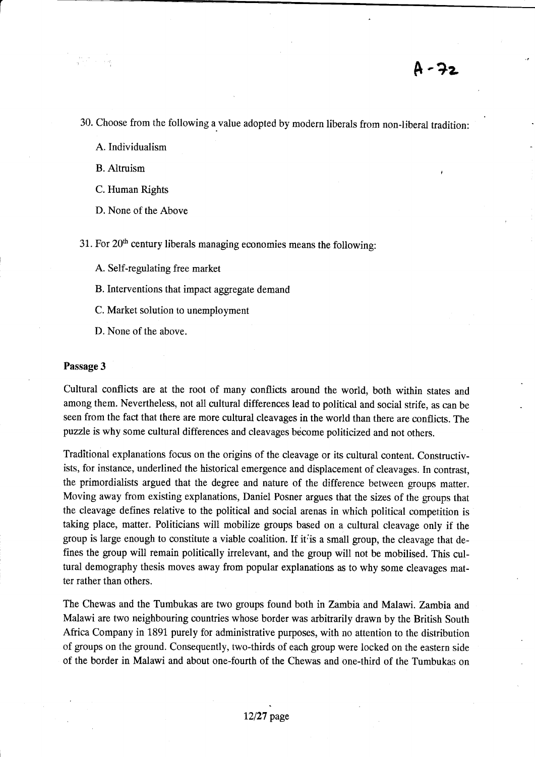30. Choose from the following a value adopted by modern liberals from non-liberal tradition:

A. Individualism

B. Altruism

C. Human Rights

D. None of the Above

31. For 20th century liberals managing economies means the following:

A. Self-regulating free market

B. Interventions that impact aggregate demand

C. Market solution to unemployment

D. None of the above.

**Passage 3**

Cultural conflicts are at the root of many conflicts around the world, both within states and among them. Nevertheless, not all cultural differences lead to political and social strife, as can be seen from the fact that there are more cultural cleavages in the world than there are conflicts. The puzzle is why some cultural differences and cleavages become politicized and not others.

Traditional explanations focus on the origins of the cleavage or its cultural content. Constructivists, for instance, underlined the historical emergence and displacement of cleavages. In contrast, the primordialists argued that the degree and nature of the difference between groups matter. Moving away from existing explanations, Daniel Posner argues that the sizes of the groups that the cleavage defines relative to the political and social arenas in which political competition is taking place, matter. Politicians will mobilize groups based on a cultural cleavage only if the group is large enough to constitute a viable coalition. If it is a small group, the cleavage that defines the group will remain politically irrelevant, and the group will not be mobilised. This cultural demography thesis moves away from popular explanations as to why some cleavages matter rather than others.

The Chewas and the Tumbukas are two groups found both in Zambia and Malawi. Zambia and Malawi are two neighbouring countries whose border was arbitrarily drawn by the British South Africa Company in 1891 purely for administrative purposes, with no attention to the distribution of groups on the ground. Consequently, two-thirds of each group were locked on the eastern side of the border in Malawi and about one-fourth of the Chewas and one-third of the Tumbukas on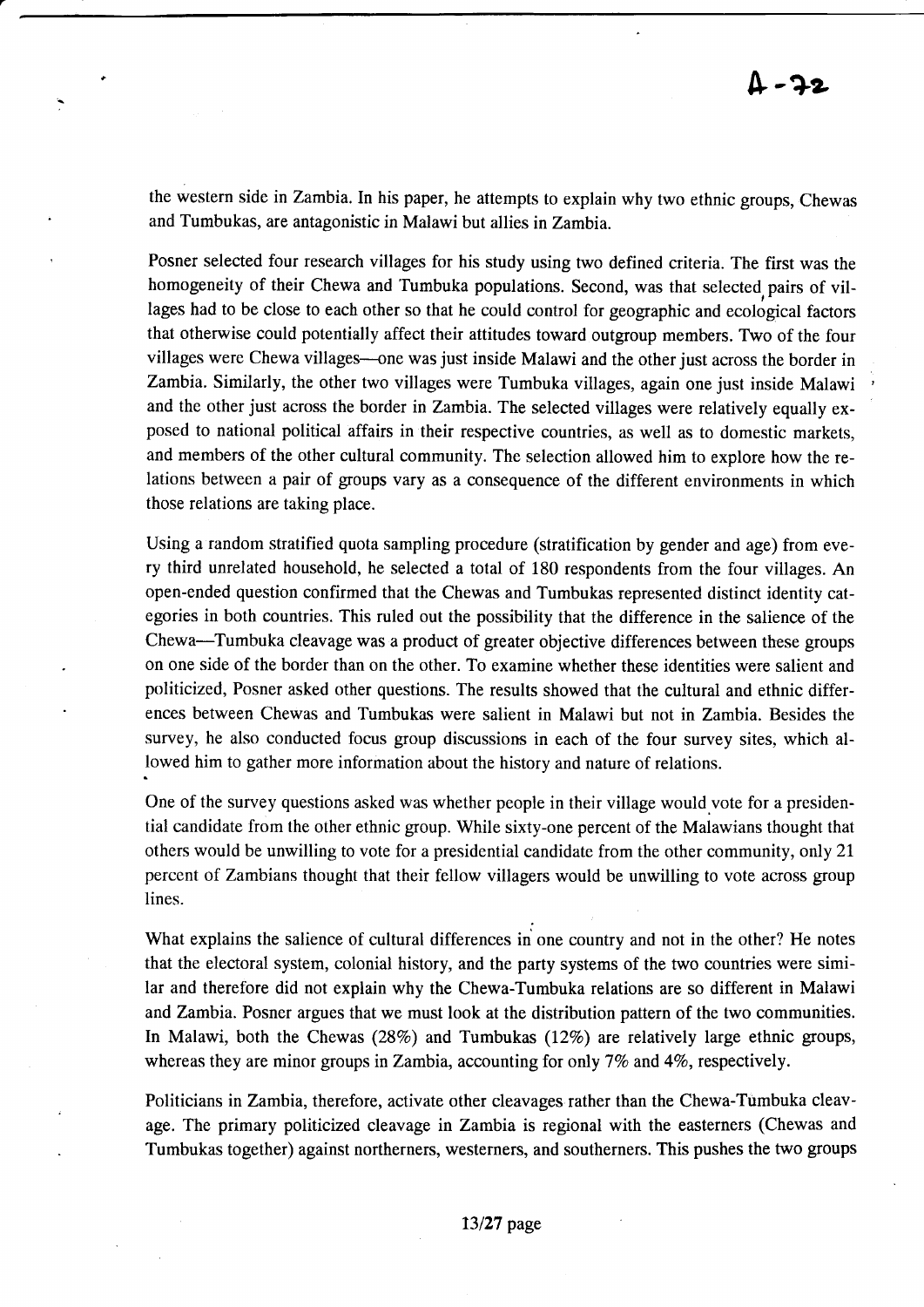the western side in Zambia. In his paper, he attempts to explain why two ethnic groups, Chewas and Tumbukas, are antagonistic in Malawi but allies in Zambia.

Posner selected four research villages for his study using two defined criteria. The first was the homogeneity of their Chewa and Tumbuka populations. Second, was that selected pairs of villages had to be close to each other so that he could control for geographic and ecological factors that otherwise could potentially affect their attitudes toward outgroup members. Two of the four villages were Chewa villages—one was just inside Malawi and the other just across the border in Zambia. Similarly, the other two villages were Tumbuka villages, again one just inside Malawi and the other just across the border in Zambia. The selected villages were relatively equally exposed to national political affairs in their respective countries, as well as to domestic markets, and members of the other cultural community. The selection allowed him to explore how the relations between a pair of groups vary as a consequence of the different environments in which those relations are taking place.

Using a random stratified quota sampling procedure (stratification by gender and age) from every third unrelated household, he selected a total of 180 respondents from the four villages. An open-ended question confirmed that the Chewas and Tumbukas represented distinct identity categories in both countries. This ruled out the possibility that the difference in the salience of the Chewa—Tumbuka cleavage was a product of greater objective differences between these groups on one side of the border than on the other. To examine whether these identities were salient and politicized, Posner asked other questions. The results showed that the cultural and ethnic differences between Chewas and Tumbukas were salient in Malawi but not in Zambia. Besides the survey, he also conducted focus group discussions in each of the four survey sites, which allowed him to gather more information about the history and nature of relations.

One of the survey questions asked was whether people in their village would vote for a presidential candidate from the other ethnic group. While sixty-one percent of the Malawians thought that others would be unwilling to vote for a presidential candidate from the other community, only 21 percent of Zambians thought that their fellow villagers would be unwilling to vote across group lines.

What explains the salience of cultural differences in one country and not in the other? He notes that the electoral system, colonial history, and the party systems of the two countries were similar and therefore did not explain why the Chewa-Tumbuka relations are so different in Malawi and Zambia. Posner argues that we must look at the distribution pattern of the two communities. In Malawi, both the Chewas (28%) and Tumbukas (12%) are relatively large ethnic groups, whereas they are minor groups in Zambia, accounting for only 7% and 4%, respectively.

Politicians in Zambia, therefore, activate other cleavages rather than the Chewa-Tumbuka cleavage. The primary politicized cleavage in Zambia is regional with the easterners (Chewas and Tumbukas together) against northerners, westerners, and southerners. This pushes the two groups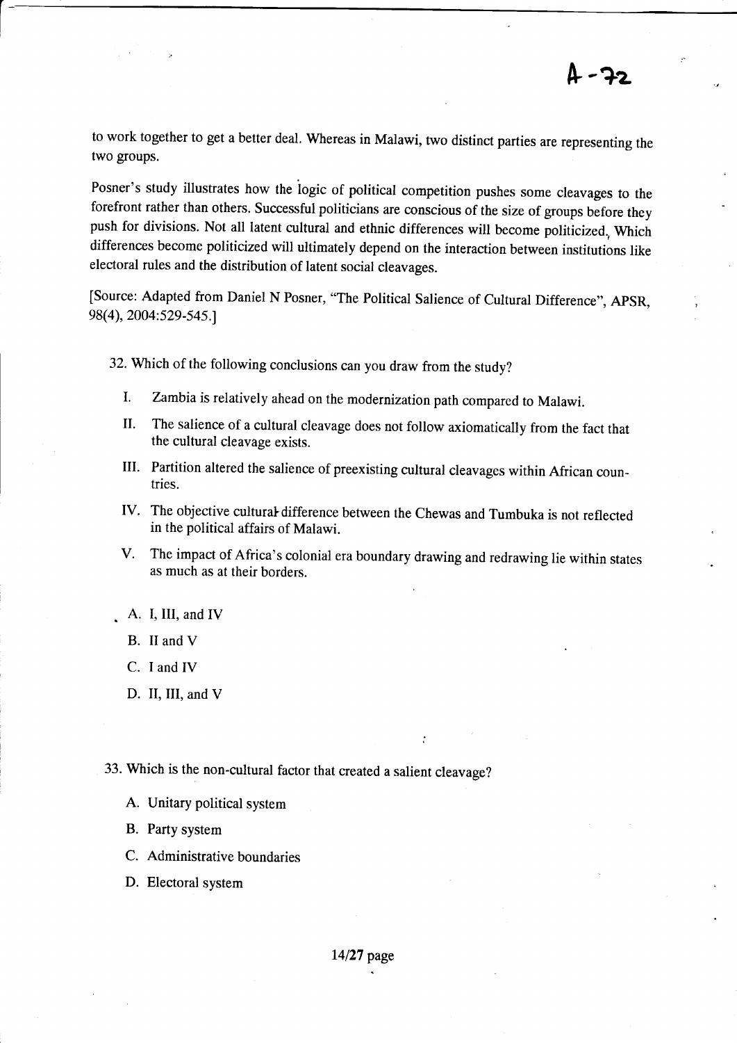to work together to get a better deal. Whereas in Malawi, two distinct parties are representing the two groups.

Posner's study illustrates how the logic of political competition pushes some cleavages to the forefront rather than others. Successful politicians are conscious of the size of groups before they push for divisions. Not all latent cultural and ethnic differences will become politicized, Which differences become politicized will ultimately depend on the interaction between institutions like electoral rules and the distribution of latent social cleavages.

[Source: Adapted from Daniel N Posner, "The Political Salience of Cultural Difference", APSR, 98(4), 2004:529-545.]

32. Which of the following conclusions can you draw from the study?

   I. Zambia is relatively ahead on the modernization path compared to Malawi.

   II. The salience of a cultural cleavage does not follow axiomatically from the fact that the cultural cleavage exists.

   III. Partition altered the salience of preexisting cultural cleavages within African countries.

   IV. The objective cultural difference between the Chewas and Tumbuka is not reflected in the political affairs of Malawi.

   V. The impact of Africa's colonial era boundary drawing and redrawing lie within states as much as at their borders.

   A. I, III, and IV

   B. II and V

   C. I and IV

   D. II, III, and V

33. Which is the non-cultural factor that created a salient cleavage?

   A. Unitary political system

   B. Party system

   C. Administrative boundaries

   D. Electoral system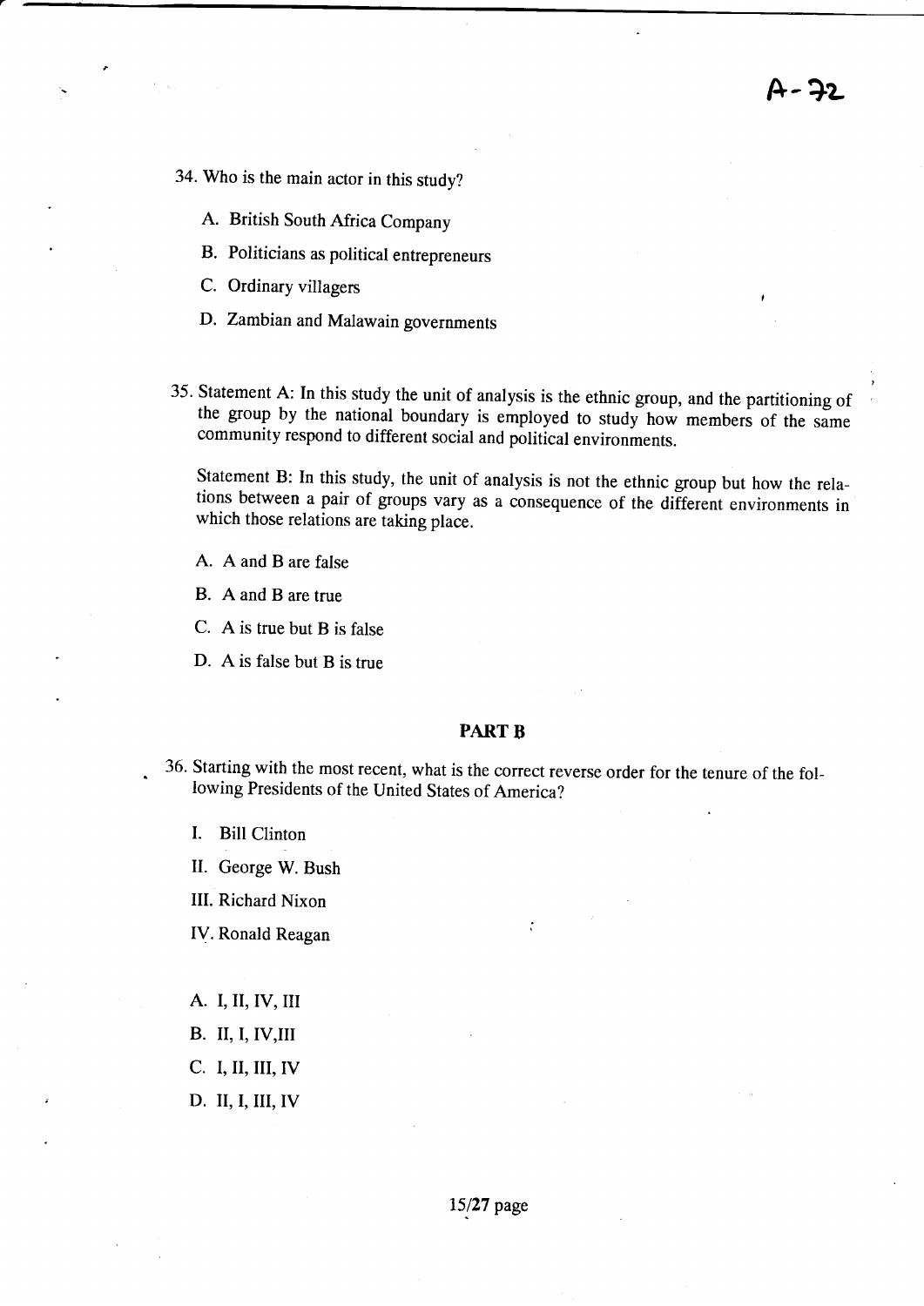34. Who is the main actor in this study?

    A. British South Africa Company

    B. Politicians as political entrepreneurs

    C. Ordinary villagers

    D. Zambian and Malawain governments

35. Statement A: In this study the unit of analysis is the ethnic group, and the partitioning of the group by the national boundary is employed to study how members of the same community respond to different social and political environments.

    Statement B: In this study, the unit of analysis is not the ethnic group but how the relations between a pair of groups vary as a consequence of the different environments in which those relations are taking place.

    A. A and B are false

    B. A and B are true

    C. A is true but B is false

    D. A is false but B is true

## PART B

36. Starting with the most recent, what is the correct reverse order for the tenure of the following Presidents of the United States of America?

    I. Bill Clinton

    II. George W. Bush

    III. Richard Nixon

    IV. Ronald Reagan

    A. I, II, IV, III

    B. II, I, IV,III

    C. I, II, III, IV

    D. II, I, III, IV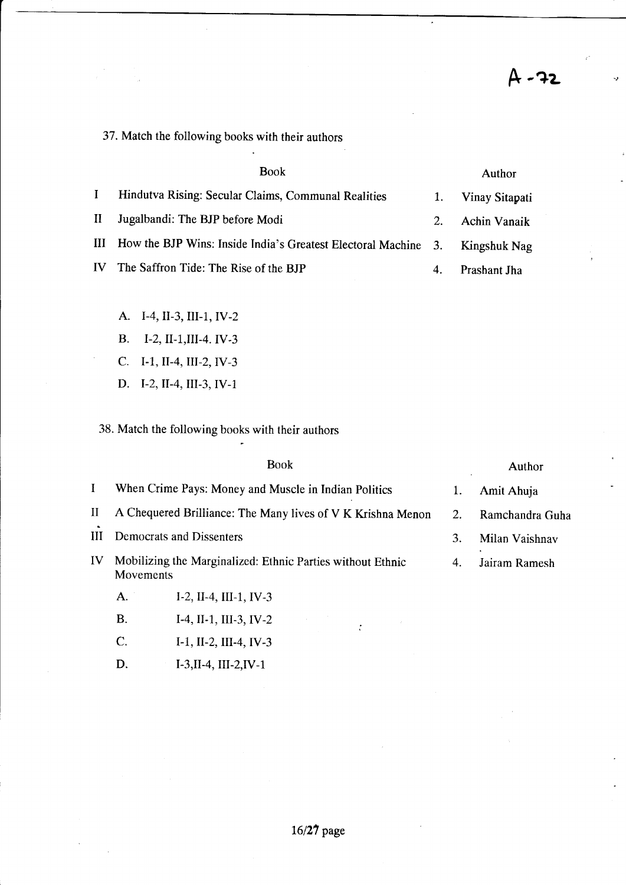A-72

37. Match the following books with their authors

| | Book | | Author |
|---|---|---|---|
| I | Hindutva Rising: Secular Claims, Communal Realities | 1. | Vinay Sitapati |
| II | Jugalbandi: The BJP before Modi | 2. | Achin Vanaik |
| III | How the BJP Wins: Inside India's Greatest Electoral Machine | 3. | Kingshuk Nag |
| IV | The Saffron Tide: The Rise of the BJP | 4. | Prashant Jha |

A. I-4, II-3, III-1, IV-2

B. I-2, II-1,III-4. IV-3

C. I-1, II-4, III-2, IV-3

D. I-2, II-4, III-3, IV-1

38. Match the following books with their authors

| | Book | | Author |
|---|---|---|---|
| I | When Crime Pays: Money and Muscle in Indian Politics | 1. | Amit Ahuja |
| II | A Chequered Brilliance: The Many lives of V K Krishna Menon | 2. | Ramchandra Guha |
| III | Democrats and Dissenters | 3. | Milan Vaishnav |
| IV | Mobilizing the Marginalized: Ethnic Parties without Ethnic Movements | 4. | Jairam Ramesh |

A. I-2, II-4, III-1, IV-3

B. I-4, II-1, III-3, IV-2

C. I-1, II-2, III-4, IV-3

D. I-3,II-4, III-2,IV-1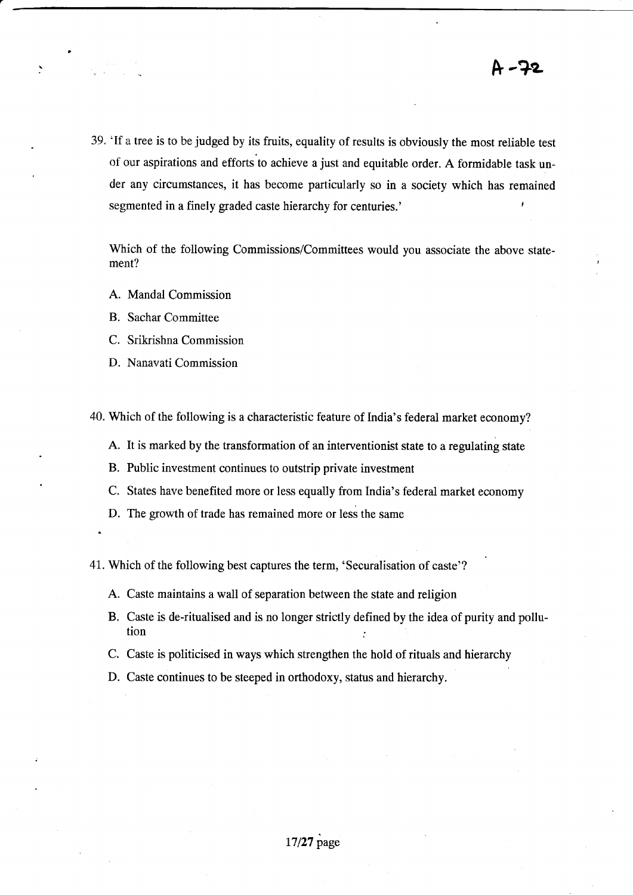A-72

39. 'If a tree is to be judged by its fruits, equality of results is obviously the most reliable test of our aspirations and efforts to achieve a just and equitable order. A formidable task under any circumstances, it has become particularly so in a society which has remained segmented in a finely graded caste hierarchy for centuries.'

    Which of the following Commissions/Committees would you associate the above statement?

    A. Mandal Commission
    B. Sachar Committee
    C. Srikrishna Commission
    D. Nanavati Commission

40. Which of the following is a characteristic feature of India's federal market economy?

    A. It is marked by the transformation of an interventionist state to a regulating state
    B. Public investment continues to outstrip private investment
    C. States have benefited more or less equally from India's federal market economy
    D. The growth of trade has remained more or less the same

41. Which of the following best captures the term, 'Securalisation of caste'?

    A. Caste maintains a wall of separation between the state and religion
    B. Caste is de-ritualised and is no longer strictly defined by the idea of purity and pollution
    C. Caste is politicised in ways which strengthen the hold of rituals and hierarchy
    D. Caste continues to be steeped in orthodoxy, status and hierarchy.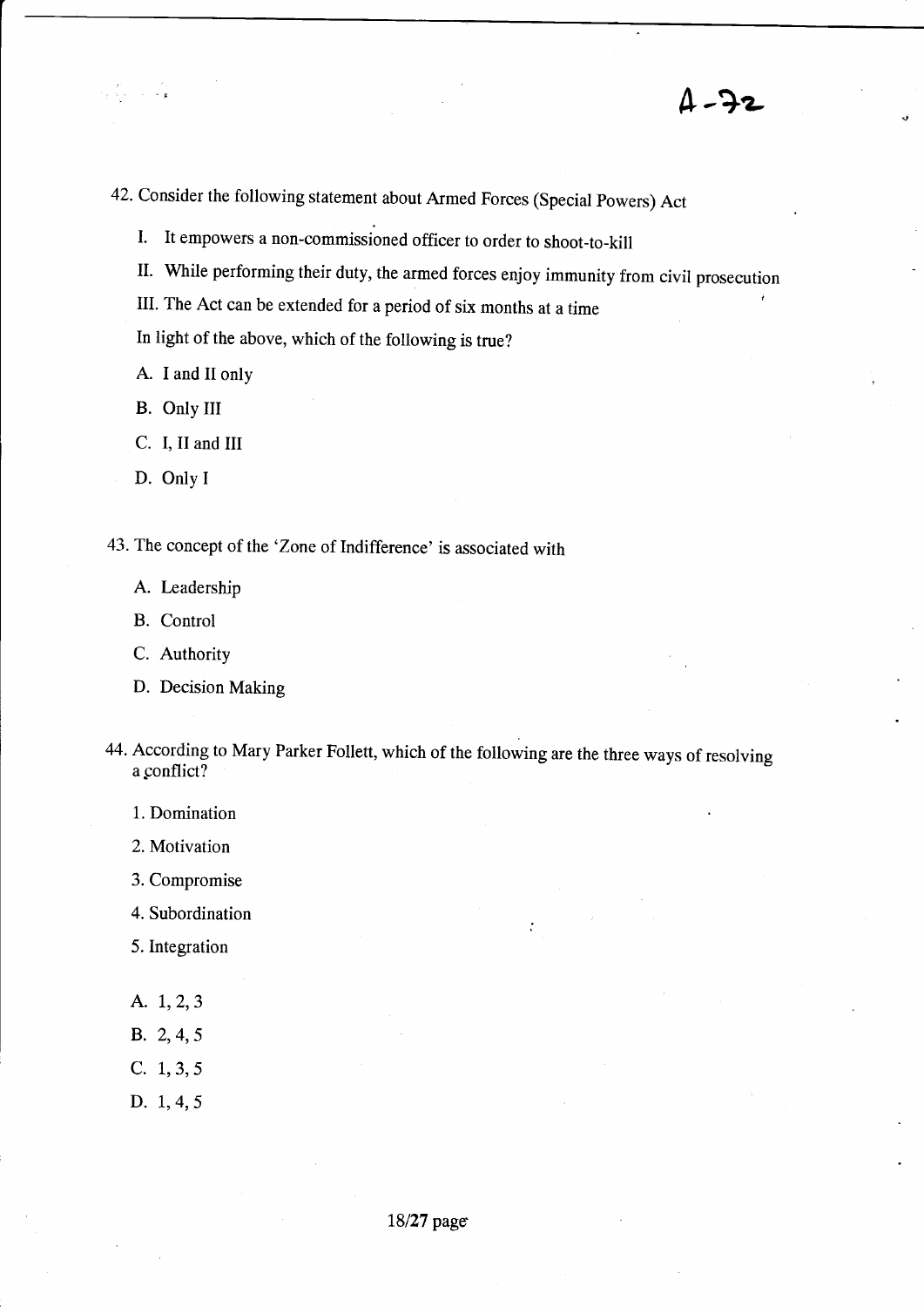A-72

42. Consider the following statement about Armed Forces (Special Powers) Act

    I. It empowers a non-commissioned officer to order to shoot-to-kill

    II. While performing their duty, the armed forces enjoy immunity from civil prosecution

    III. The Act can be extended for a period of six months at a time

    In light of the above, which of the following is true?

    A. I and II only

    B. Only III

    C. I, II and III

    D. Only I

43. The concept of the 'Zone of Indifference' is associated with

    A. Leadership

    B. Control

    C. Authority

    D. Decision Making

44. According to Mary Parker Follett, which of the following are the three ways of resolving a conflict?

    1. Domination

    2. Motivation

    3. Compromise

    4. Subordination

    5. Integration

    A. 1, 2, 3

    B. 2, 4, 5

    C. 1, 3, 5

    D. 1, 4, 5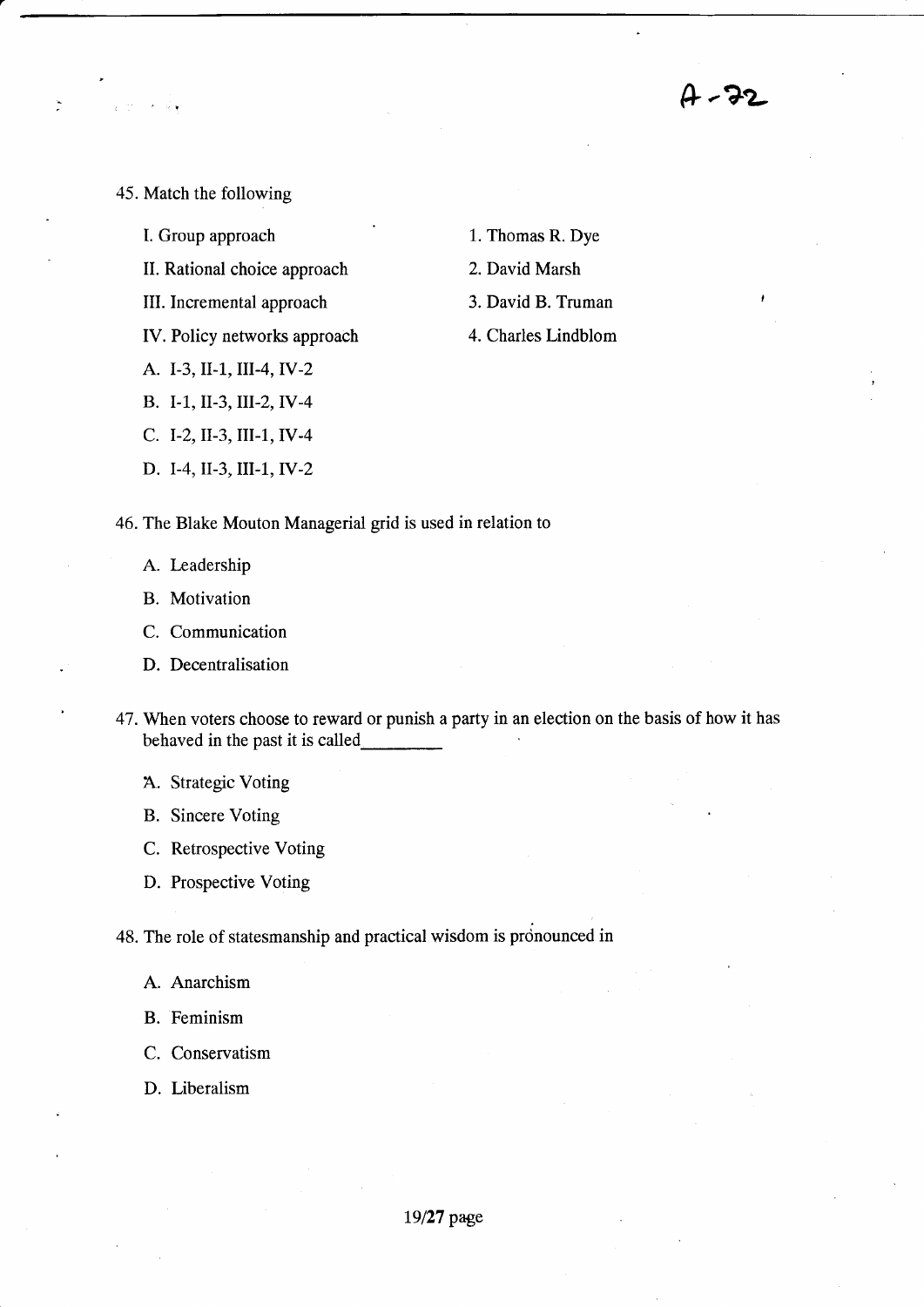A-72

45. Match the following

| | |
|---|---|
| I. Group approach | 1. Thomas R. Dye |
| II. Rational choice approach | 2. David Marsh |
| III. Incremental approach | 3. David B. Truman |
| IV. Policy networks approach | 4. Charles Lindblom |

A. I-3, II-1, III-4, IV-2

B. I-1, II-3, III-2, IV-4

C. I-2, II-3, III-1, IV-4

D. I-4, II-3, III-1, IV-2

46. The Blake Mouton Managerial grid is used in relation to

A. Leadership

B. Motivation

C. Communication

D. Decentralisation

47. When voters choose to reward or punish a party in an election on the basis of how it has behaved in the past it is called________

A. Strategic Voting

B. Sincere Voting

C. Retrospective Voting

D. Prospective Voting

48. The role of statesmanship and practical wisdom is pronounced in

A. Anarchism

B. Feminism

C. Conservatism

D. Liberalism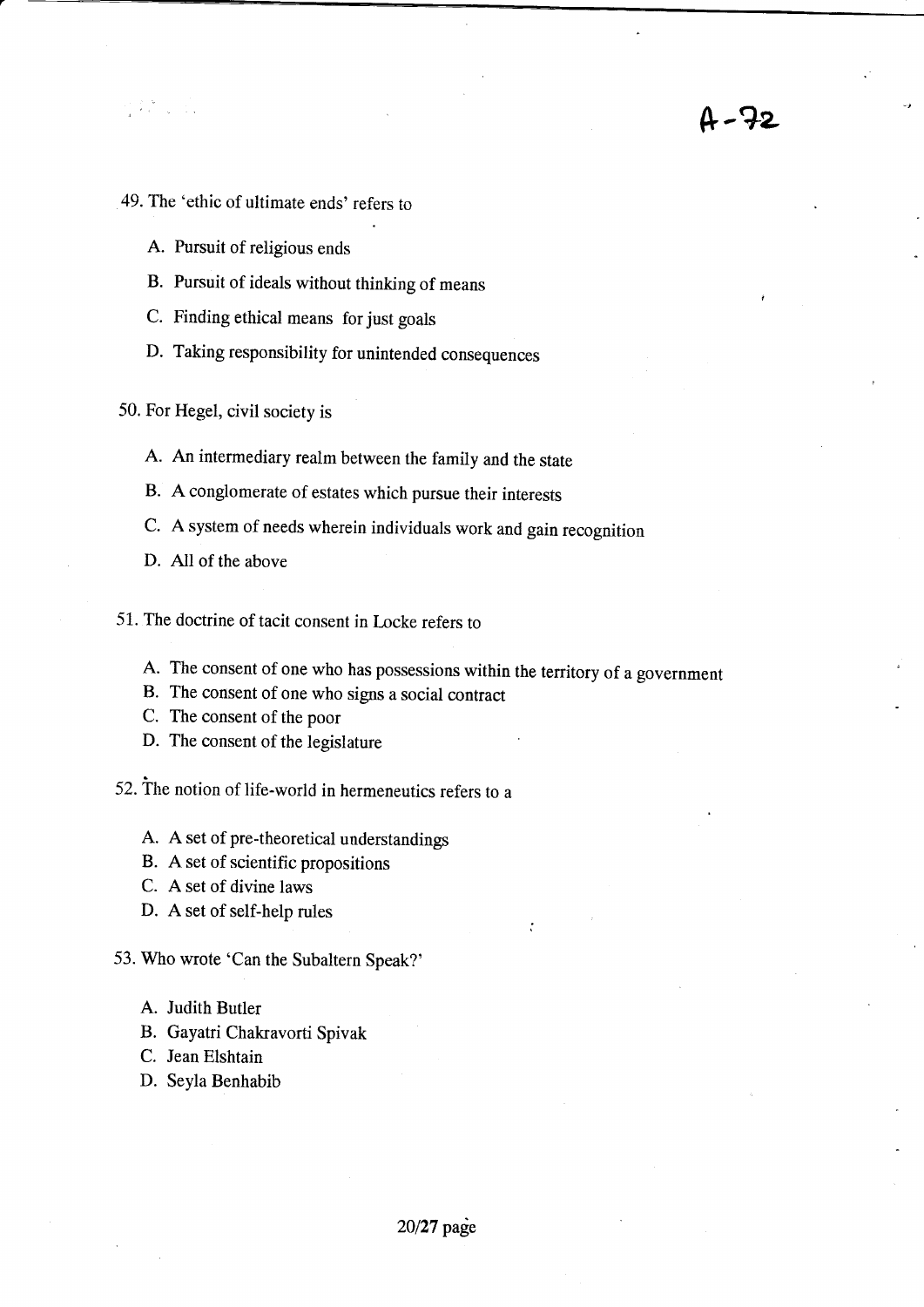A-72

49. The 'ethic of ultimate ends' refers to

   A. Pursuit of religious ends
   B. Pursuit of ideals without thinking of means
   C. Finding ethical means for just goals
   D. Taking responsibility for unintended consequences

50. For Hegel, civil society is

   A. An intermediary realm between the family and the state
   B. A conglomerate of estates which pursue their interests
   C. A system of needs wherein individuals work and gain recognition
   D. All of the above

51. The doctrine of tacit consent in Locke refers to

   A. The consent of one who has possessions within the territory of a government
   B. The consent of one who signs a social contract
   C. The consent of the poor
   D. The consent of the legislature

52. The notion of life-world in hermeneutics refers to a

   A. A set of pre-theoretical understandings
   B. A set of scientific propositions
   C. A set of divine laws
   D. A set of self-help rules

53. Who wrote 'Can the Subaltern Speak?'

   A. Judith Butler
   B. Gayatri Chakravorti Spivak
   C. Jean Elshtain
   D. Seyla Benhabib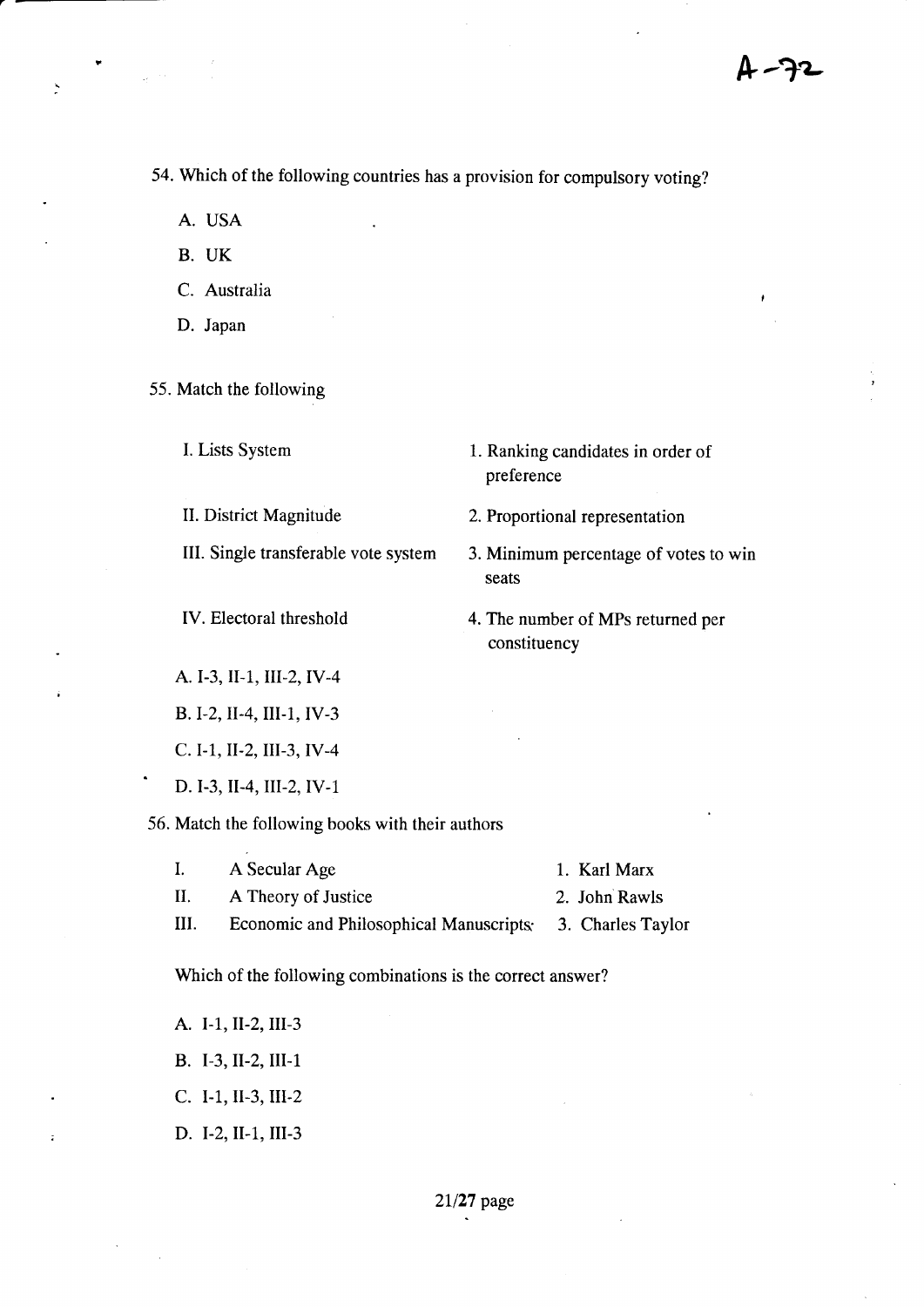A-72

54. Which of the following countries has a provision for compulsory voting?

A. USA

B. UK

C. Australia

D. Japan

55. Match the following

| | |
|---|---|
| I. Lists System | 1. Ranking candidates in order of preference |
| II. District Magnitude | 2. Proportional representation |
| III. Single transferable vote system | 3. Minimum percentage of votes to win seats |
| IV. Electoral threshold | 4. The number of MPs returned per constituency |

A. I-3, II-1, III-2, IV-4

B. I-2, II-4, III-1, IV-3

C. I-1, II-2, III-3, IV-4

D. I-3, II-4, III-2, IV-1

56. Match the following books with their authors

| | | |
|---|---|---|
| I. | A Secular Age | 1. Karl Marx |
| II. | A Theory of Justice | 2. John Rawls |
| III. | Economic and Philosophical Manuscripts | 3. Charles Taylor |

Which of the following combinations is the correct answer?

A. I-1, II-2, III-3

B. I-3, II-2, III-1

C. I-1, II-3, III-2

D. I-2, II-1, III-3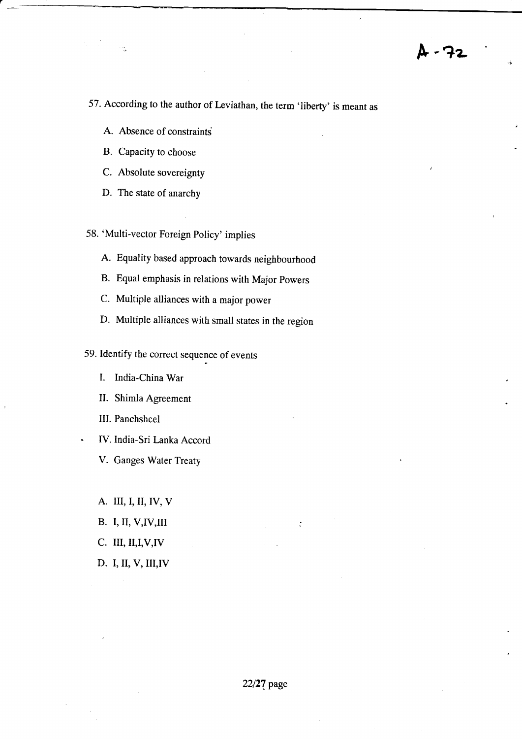57. According to the author of Leviathan, the term 'liberty' is meant as

   A. Absence of constraints
   B. Capacity to choose
   C. Absolute sovereignty
   D. The state of anarchy

58. 'Multi-vector Foreign Policy' implies

   A. Equality based approach towards neighbourhood
   B. Equal emphasis in relations with Major Powers
   C. Multiple alliances with a major power
   D. Multiple alliances with small states in the region

59. Identify the correct sequence of events

   I. India-China War
   II. Shimla Agreement
   III. Panchsheel
   IV. India-Sri Lanka Accord
   V. Ganges Water Treaty

   A. III, I, II, IV, V
   B. I, II, V,IV,III
   C. III, II,I,V,IV
   D. I, II, V, III,IV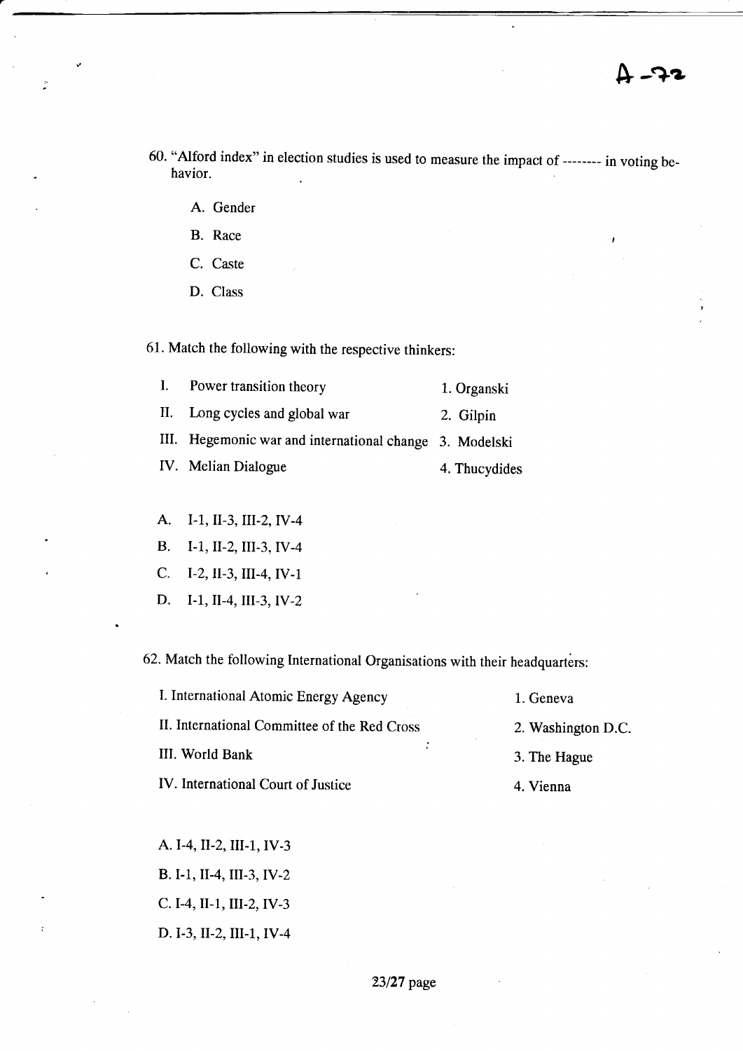A-72

60. "Alford index" in election studies is used to measure the impact of -------- in voting behavior.

   A. Gender

   B. Race

   C. Caste

   D. Class

61. Match the following with the respective thinkers:

| | | |
|---|---|---|
| I. | Power transition theory | 1. Organski |
| II. | Long cycles and global war | 2. Gilpin |
| III. | Hegemonic war and international change | 3. Modelski |
| IV. | Melian Dialogue | 4. Thucydides |

   A. I-1, II-3, III-2, IV-4

   B. I-1, II-2, III-3, IV-4

   C. I-2, II-3, III-4, IV-1

   D. I-1, II-4, III-3, IV-2

62. Match the following International Organisations with their headquarters:

| | |
|---|---|
| I. International Atomic Energy Agency | 1. Geneva |
| II. International Committee of the Red Cross | 2. Washington D.C. |
| III. World Bank | 3. The Hague |
| IV. International Court of Justice | 4. Vienna |

   A. I-4, II-2, III-1, IV-3

   B. I-1, II-4, III-3, IV-2

   C. I-4, II-1, III-2, IV-3

   D. I-3, II-2, III-1, IV-4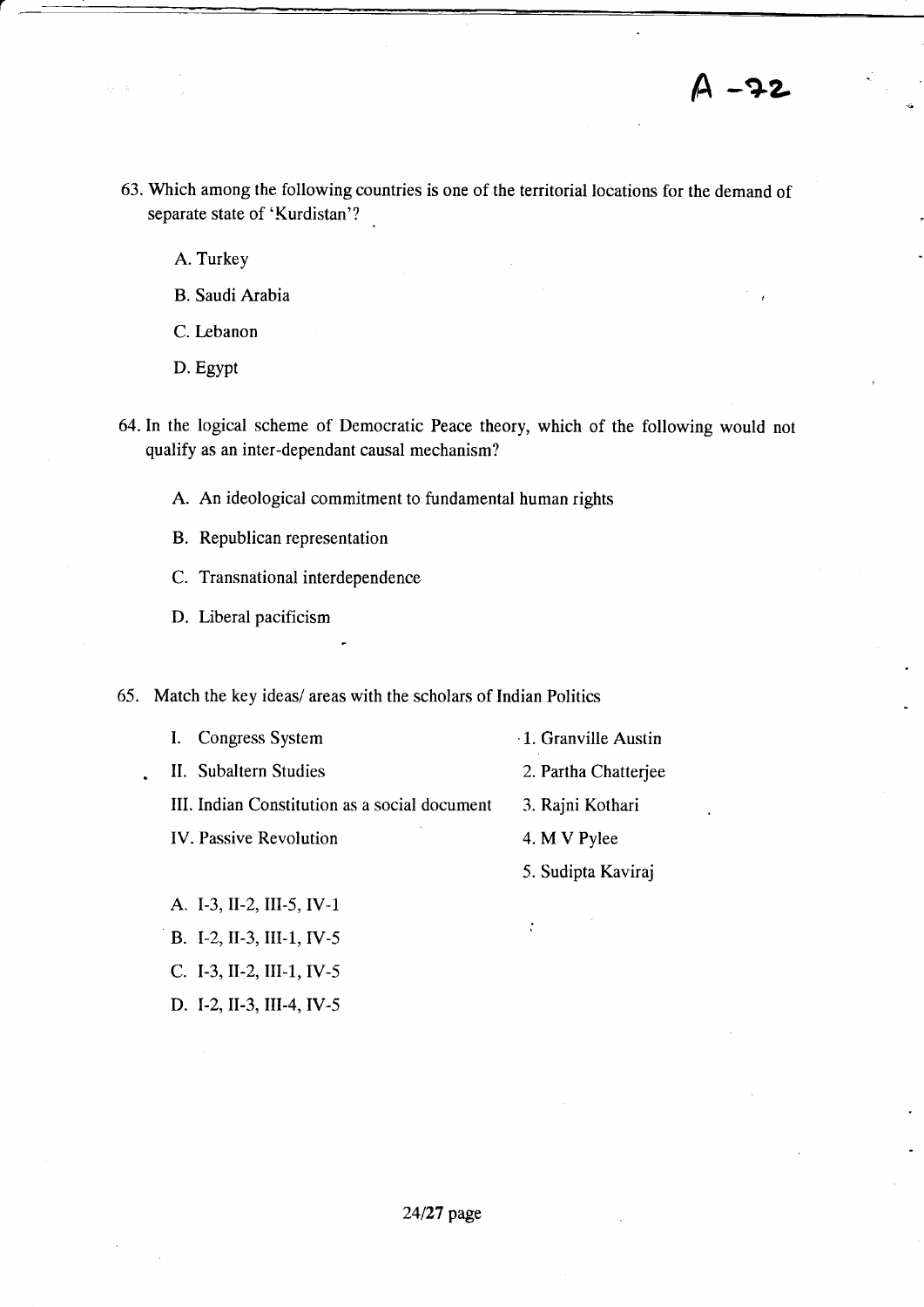A -72

63. Which among the following countries is one of the territorial locations for the demand of separate state of 'Kurdistan'?

 A. Turkey

 B. Saudi Arabia

 C. Lebanon

 D. Egypt

64. In the logical scheme of Democratic Peace theory, which of the following would not qualify as an inter-dependant causal mechanism?

 A. An ideological commitment to fundamental human rights

 B. Republican representation

 C. Transnational interdependence

 D. Liberal pacificism

65. Match the key ideas/ areas with the scholars of Indian Politics

| | |
|---|---|
| I. Congress System | 1. Granville Austin |
| II. Subaltern Studies | 2. Partha Chatterjee |
| III. Indian Constitution as a social document | 3. Rajni Kothari |
| IV. Passive Revolution | 4. M V Pylee |
| | 5. Sudipta Kaviraj |

 A. I-3, II-2, III-5, IV-1

 B. I-2, II-3, III-1, IV-5

 C. I-3, II-2, III-1, IV-5

 D. I-2, II-3, III-4, IV-5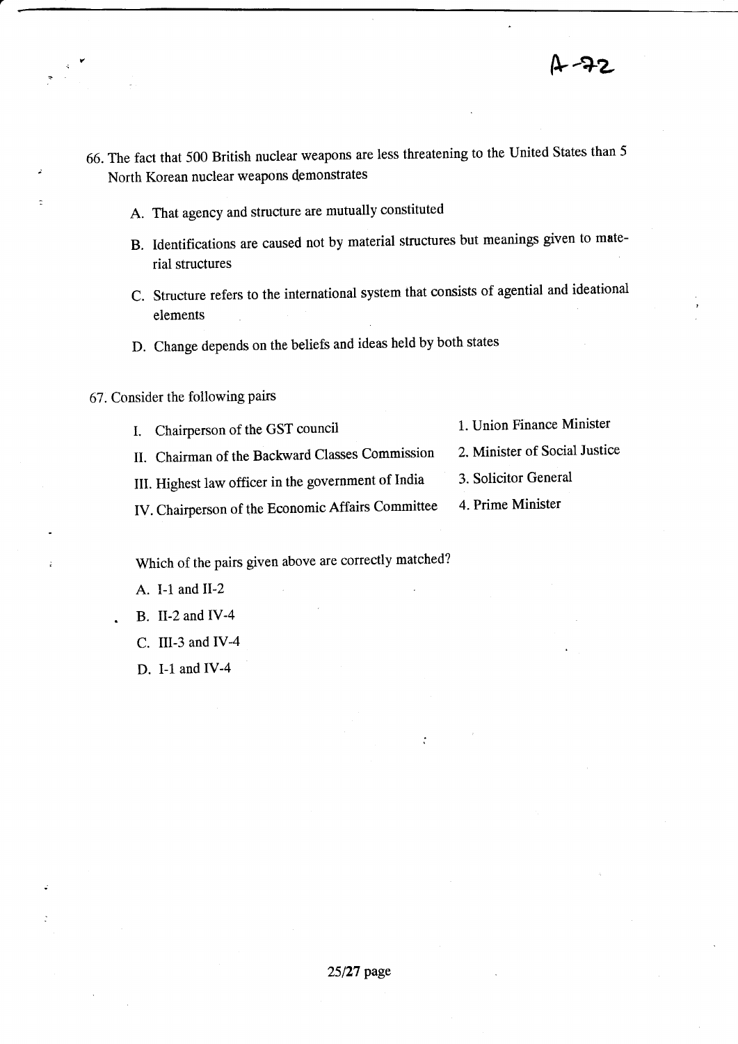66. The fact that 500 British nuclear weapons are less threatening to the United States than 5 North Korean nuclear weapons demonstrates

   A. That agency and structure are mutually constituted

   B. Identifications are caused not by material structures but meanings given to material structures

   C. Structure refers to the international system that consists of agential and ideational elements

   D. Change depends on the beliefs and ideas held by both states

67. Consider the following pairs

| | |
|---|---|
| I. Chairperson of the GST council | 1. Union Finance Minister |
| II. Chairman of the Backward Classes Commission | 2. Minister of Social Justice |
| III. Highest law officer in the government of India | 3. Solicitor General |
| IV. Chairperson of the Economic Affairs Committee | 4. Prime Minister |

   Which of the pairs given above are correctly matched?

   A. I-1 and II-2

   B. II-2 and IV-4

   C. III-3 and IV-4

   D. I-1 and IV-4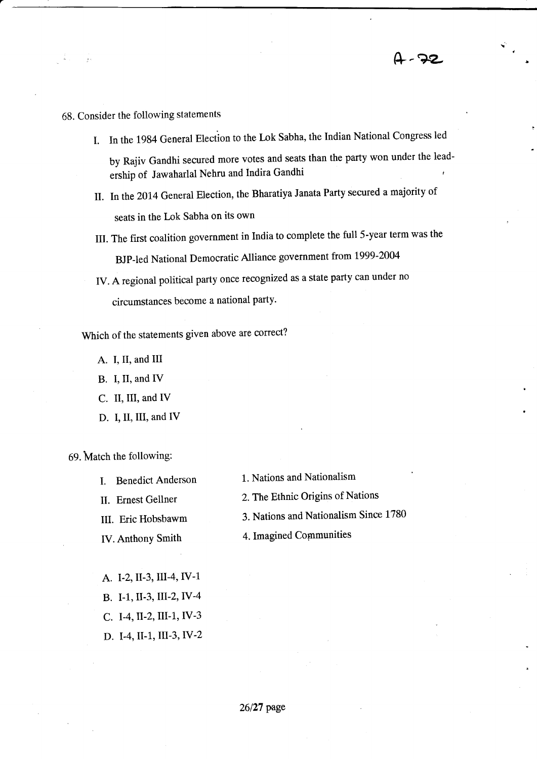A-72

68. Consider the following statements

I. In the 1984 General Election to the Lok Sabha, the Indian National Congress led by Rajiv Gandhi secured more votes and seats than the party won under the leadership of Jawaharlal Nehru and Indira Gandhi

II. In the 2014 General Election, the Bharatiya Janata Party secured a majority of seats in the Lok Sabha on its own

III. The first coalition government in India to complete the full 5-year term was the BJP-led National Democratic Alliance government from 1999-2004

IV. A regional political party once recognized as a state party can under no circumstances become a national party.

Which of the statements given above are correct?

A. I, II, and III
B. I, II, and IV
C. II, III, and IV
D. I, II, III, and IV

69. Match the following:

| | |
|---|---|
| I. Benedict Anderson | 1. Nations and Nationalism |
| II. Ernest Gellner | 2. The Ethnic Origins of Nations |
| III. Eric Hobsbawm | 3. Nations and Nationalism Since 1780 |
| IV. Anthony Smith | 4. Imagined Communities |

A. I-2, II-3, III-4, IV-1
B. I-1, II-3, III-2, IV-4
C. I-4, II-2, III-1, IV-3
D. I-4, II-1, III-3, IV-2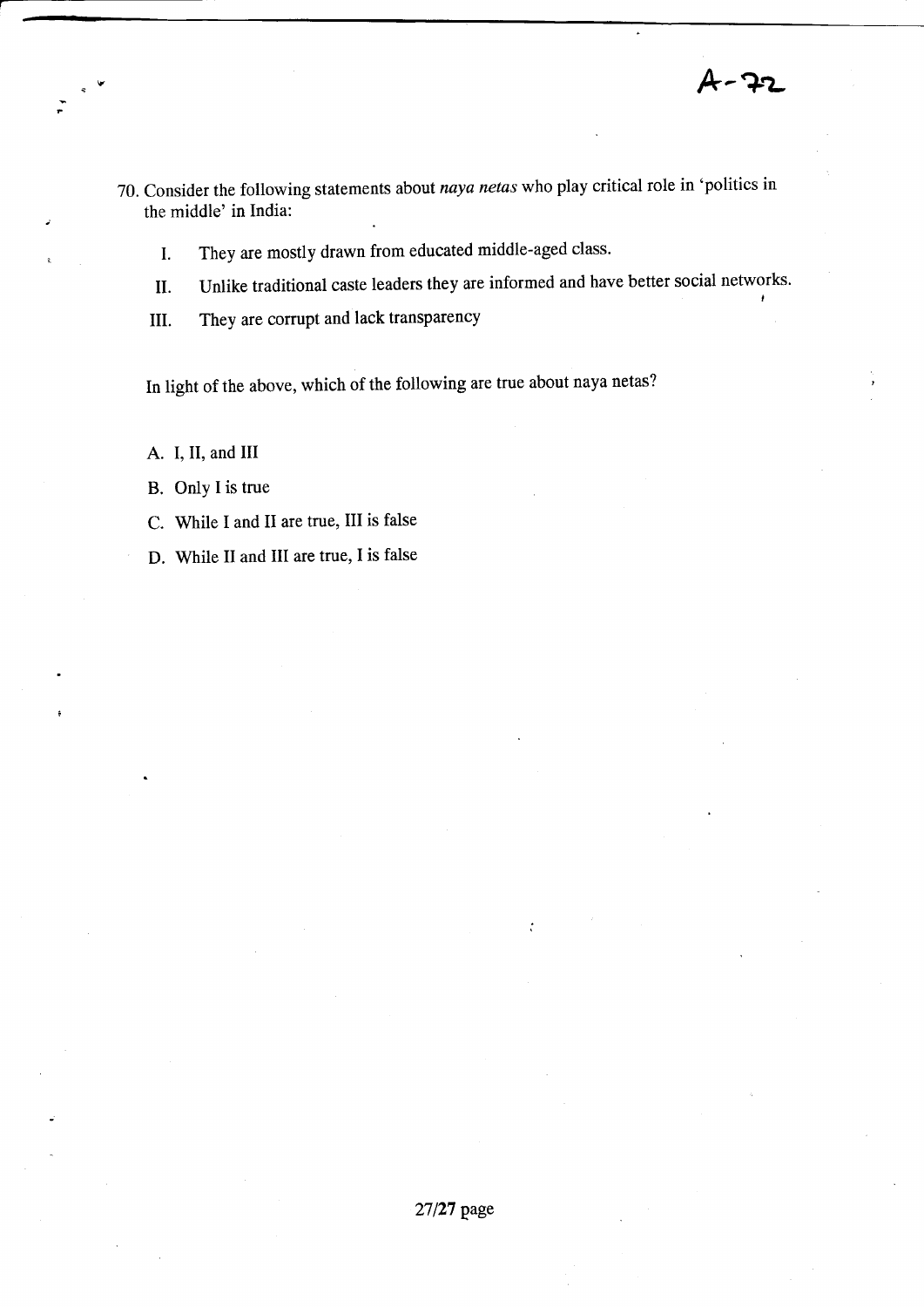A-72

70. Consider the following statements about *naya netas* who play critical role in 'politics in the middle' in India:

    I. They are mostly drawn from educated middle-aged class.

    II. Unlike traditional caste leaders they are informed and have better social networks.

    III. They are corrupt and lack transparency

In light of the above, which of the following are true about naya netas?

A. I, II, and III

B. Only I is true

C. While I and II are true, III is false

D. While II and III are true, I is false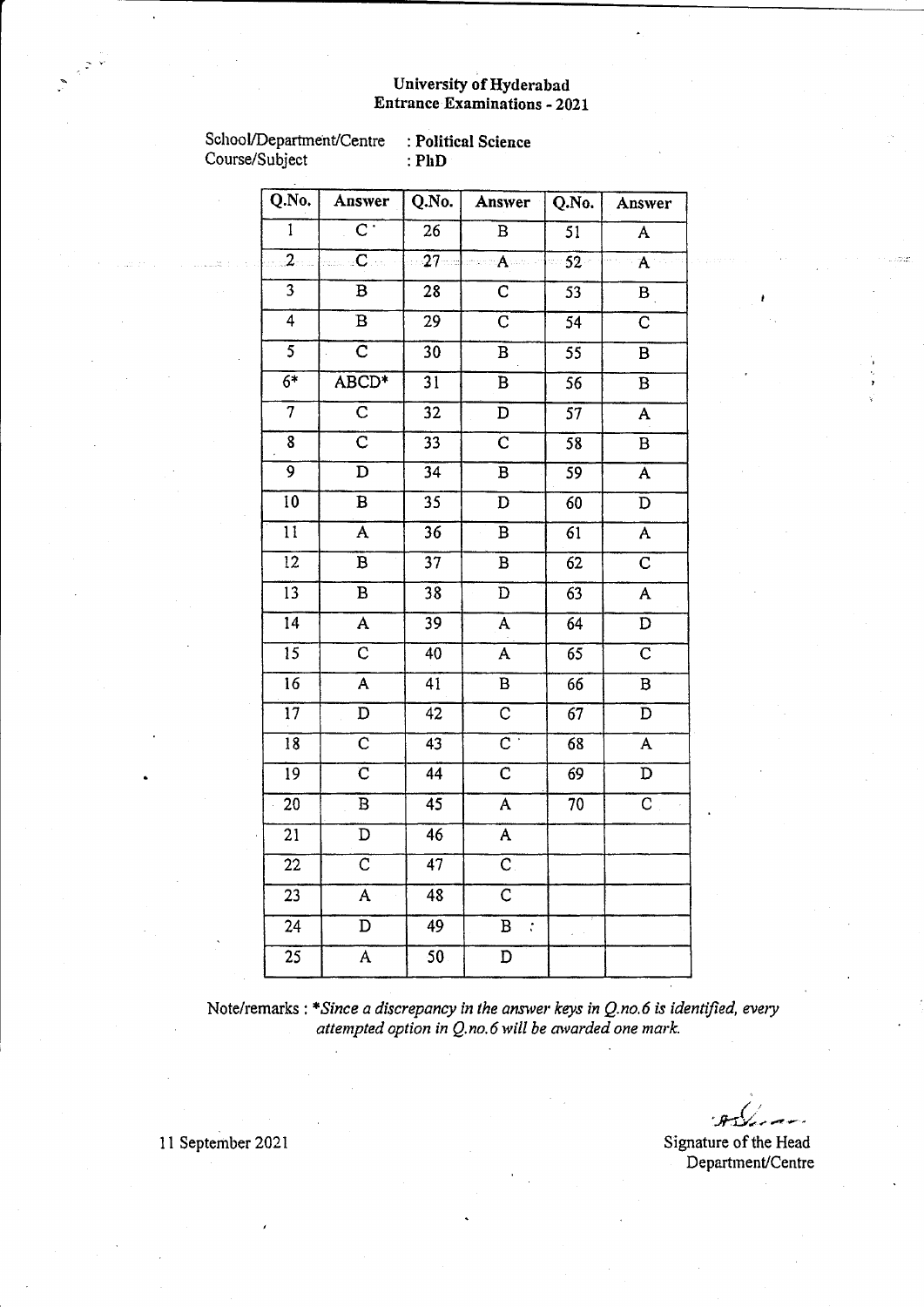# University of Hyderabad
## Entrance Examinations - 2021

School/Department/Centre : **Political Science**
Course/Subject : **PhD**

| Q.No. | Answer | Q.No. | Answer | Q.No. | Answer |
|---|---|---|---|---|---|
| 1 | C | 26 | B | 51 | A |
| 2 | C | 27 | A | 52 | A |
| 3 | B | 28 | C | 53 | B |
| 4 | B | 29 | C | 54 | C |
| 5 | C | 30 | B | 55 | B |
| 6* | ABCD* | 31 | B | 56 | B |
| 7 | C | 32 | D | 57 | A |
| 8 | C | 33 | C | 58 | B |
| 9 | D | 34 | B | 59 | A |
| 10 | B | 35 | D | 60 | D |
| 11 | A | 36 | B | 61 | A |
| 12 | B | 37 | B | 62 | C |
| 13 | B | 38 | D | 63 | A |
| 14 | A | 39 | A | 64 | D |
| 15 | C | 40 | A | 65 | C |
| 16 | A | 41 | B | 66 | B |
| 17 | D | 42 | C | 67 | D |
| 18 | C | 43 | C | 68 | A |
| 19 | C | 44 | C | 69 | D |
| 20 | B | 45 | A | 70 | C |
| 21 | D | 46 | A | | |
| 22 | C | 47 | C | | |
| 23 | A | 48 | C | | |
| 24 | D | 49 | B | | |
| 25 | A | 50 | D | | |

Note/remarks : *\*Since a discrepancy in the answer keys in Q.no.6 is identified, every attempted option in Q.no.6 will be awarded one mark.*

11 September 2021

Signature of the Head
Department/Centre